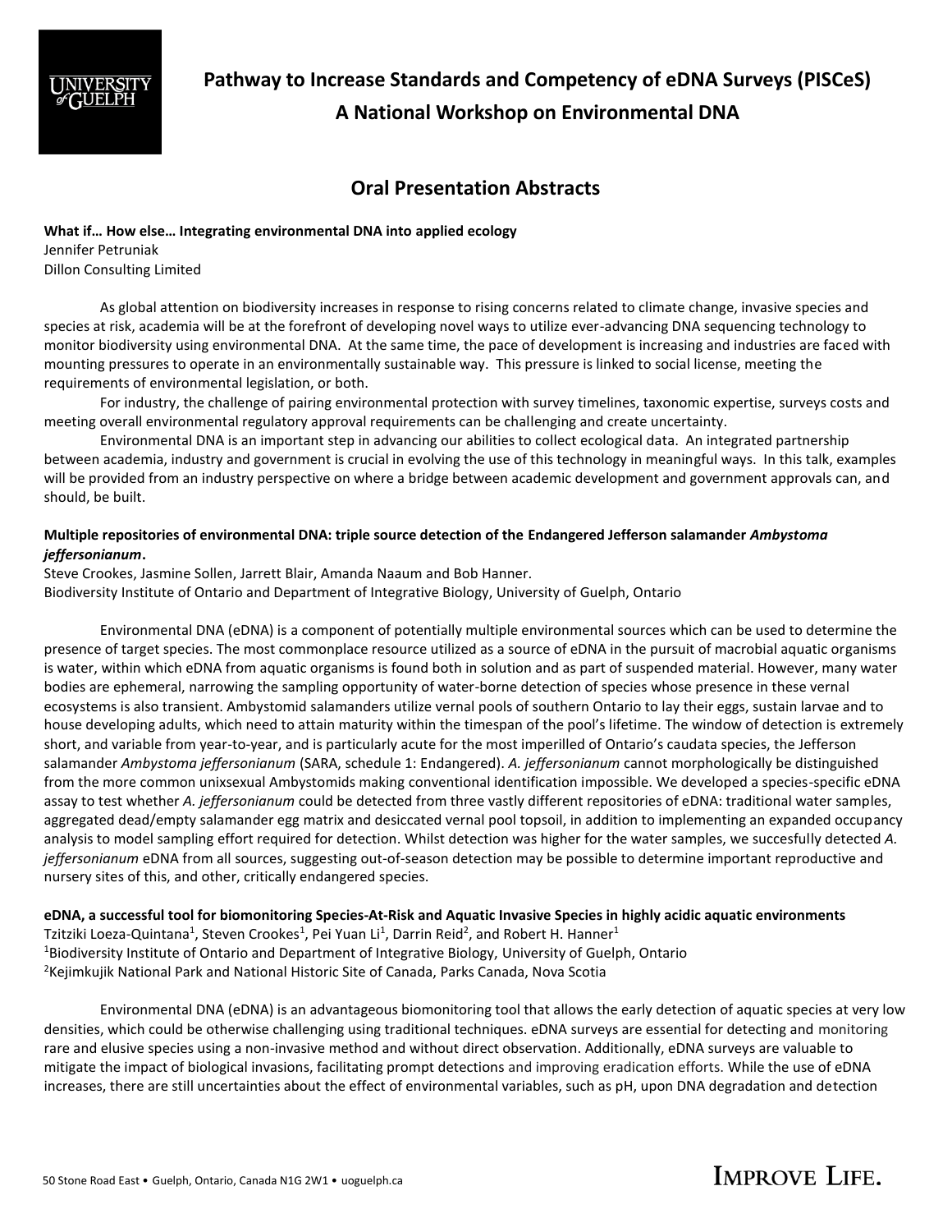# Pathway to Increase Standards and Competency of eDNA Surveys (PISCeS)
## A National Workshop on Environmental DNA

## Oral Presentation Abstracts

**What if… How else… Integrating environmental DNA into applied ecology**
Jennifer Petruniak
Dillon Consulting Limited

As global attention on biodiversity increases in response to rising concerns related to climate change, invasive species and species at risk, academia will be at the forefront of developing novel ways to utilize ever-advancing DNA sequencing technology to monitor biodiversity using environmental DNA. At the same time, the pace of development is increasing and industries are faced with mounting pressures to operate in an environmentally sustainable way. This pressure is linked to social license, meeting the requirements of environmental legislation, or both.

For industry, the challenge of pairing environmental protection with survey timelines, taxonomic expertise, surveys costs and meeting overall environmental regulatory approval requirements can be challenging and create uncertainty.

Environmental DNA is an important step in advancing our abilities to collect ecological data. An integrated partnership between academia, industry and government is crucial in evolving the use of this technology in meaningful ways. In this talk, examples will be provided from an industry perspective on where a bridge between academic development and government approvals can, and should, be built.

**Multiple repositories of environmental DNA: triple source detection of the Endangered Jefferson salamander *Ambystoma jeffersonianum*.**
Steve Crookes, Jasmine Sollen, Jarrett Blair, Amanda Naaum and Bob Hanner.
Biodiversity Institute of Ontario and Department of Integrative Biology, University of Guelph, Ontario

Environmental DNA (eDNA) is a component of potentially multiple environmental sources which can be used to determine the presence of target species. The most commonplace resource utilized as a source of eDNA in the pursuit of macrobial aquatic organisms is water, within which eDNA from aquatic organisms is found both in solution and as part of suspended material. However, many water bodies are ephemeral, narrowing the sampling opportunity of water-borne detection of species whose presence in these vernal ecosystems is also transient. Ambystomid salamanders utilize vernal pools of southern Ontario to lay their eggs, sustain larvae and to house developing adults, which need to attain maturity within the timespan of the pool's lifetime. The window of detection is extremely short, and variable from year-to-year, and is particularly acute for the most imperilled of Ontario's caudata species, the Jefferson salamander *Ambystoma jeffersonianum* (SARA, schedule 1: Endangered). *A. jeffersonianum* cannot morphologically be distinguished from the more common unixsexual Ambystomids making conventional identification impossible. We developed a species-specific eDNA assay to test whether *A. jeffersonianum* could be detected from three vastly different repositories of eDNA: traditional water samples, aggregated dead/empty salamander egg matrix and desiccated vernal pool topsoil, in addition to implementing an expanded occupancy analysis to model sampling effort required for detection. Whilst detection was higher for the water samples, we succesfully detected *A. jeffersonianum* eDNA from all sources, suggesting out-of-season detection may be possible to determine important reproductive and nursery sites of this, and other, critically endangered species.

**eDNA, a successful tool for biomonitoring Species-At-Risk and Aquatic Invasive Species in highly acidic aquatic environments**
Tzitziki Loeza-Quintana[1], Steven Crookes[1], Pei Yuan Li[1], Darrin Reid[2], and Robert H. Hanner[1]
[1]Biodiversity Institute of Ontario and Department of Integrative Biology, University of Guelph, Ontario
[2]Kejimkujik National Park and National Historic Site of Canada, Parks Canada, Nova Scotia

Environmental DNA (eDNA) is an advantageous biomonitoring tool that allows the early detection of aquatic species at very low densities, which could be otherwise challenging using traditional techniques. eDNA surveys are essential for detecting and monitoring rare and elusive species using a non-invasive method and without direct observation. Additionally, eDNA surveys are valuable to mitigate the impact of biological invasions, facilitating prompt detections and improving eradication efforts. While the use of eDNA increases, there are still uncertainties about the effect of environmental variables, such as pH, upon DNA degradation and detection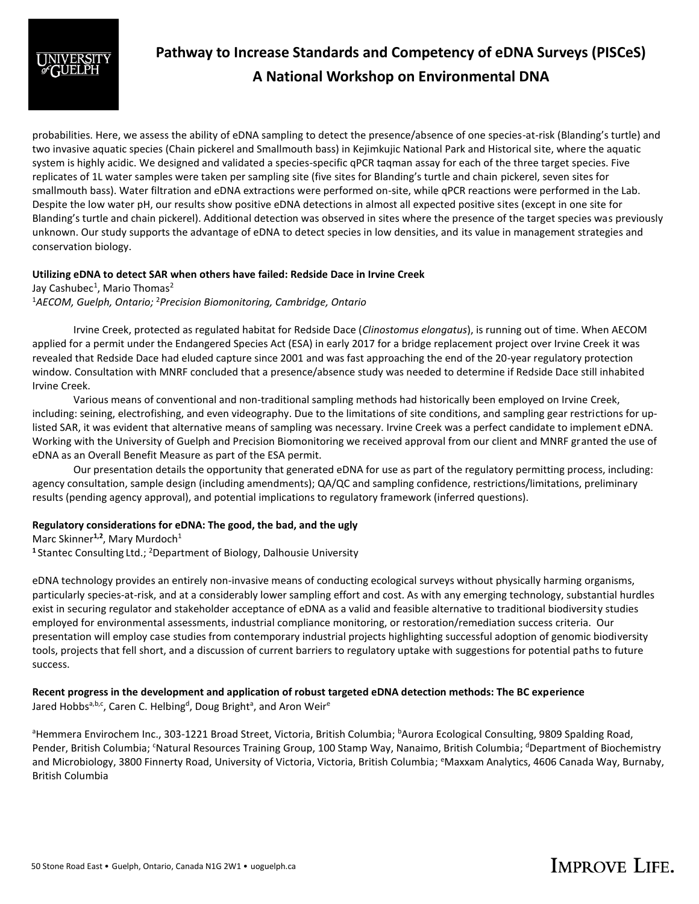probabilities. Here, we assess the ability of eDNA sampling to detect the presence/absence of one species-at-risk (Blanding's turtle) and two invasive aquatic species (Chain pickerel and Smallmouth bass) in Kejimkujic National Park and Historical site, where the aquatic system is highly acidic. We designed and validated a species-specific qPCR taqman assay for each of the three target species. Five replicates of 1L water samples were taken per sampling site (five sites for Blanding's turtle and chain pickerel, seven sites for smallmouth bass). Water filtration and eDNA extractions were performed on-site, while qPCR reactions were performed in the Lab. Despite the low water pH, our results show positive eDNA detections in almost all expected positive sites (except in one site for Blanding's turtle and chain pickerel). Additional detection was observed in sites where the presence of the target species was previously unknown. Our study supports the advantage of eDNA to detect species in low densities, and its value in management strategies and conservation biology.

**Utilizing eDNA to detect SAR when others have failed: Redside Dace in Irvine Creek**

Jay Cashubec[1], Mario Thomas[2]

[1]*AECOM, Guelph, Ontario;* [2]*Precision Biomonitoring, Cambridge, Ontario*

Irvine Creek, protected as regulated habitat for Redside Dace (*Clinostomus elongatus*), is running out of time. When AECOM applied for a permit under the Endangered Species Act (ESA) in early 2017 for a bridge replacement project over Irvine Creek it was revealed that Redside Dace had eluded capture since 2001 and was fast approaching the end of the 20-year regulatory protection window. Consultation with MNRF concluded that a presence/absence study was needed to determine if Redside Dace still inhabited Irvine Creek.

Various means of conventional and non-traditional sampling methods had historically been employed on Irvine Creek, including: seining, electrofishing, and even videography. Due to the limitations of site conditions, and sampling gear restrictions for up-listed SAR, it was evident that alternative means of sampling was necessary. Irvine Creek was a perfect candidate to implement eDNA. Working with the University of Guelph and Precision Biomonitoring we received approval from our client and MNRF granted the use of eDNA as an Overall Benefit Measure as part of the ESA permit.

Our presentation details the opportunity that generated eDNA for use as part of the regulatory permitting process, including: agency consultation, sample design (including amendments); QA/QC and sampling confidence, restrictions/limitations, preliminary results (pending agency approval), and potential implications to regulatory framework (inferred questions).

**Regulatory considerations for eDNA: The good, the bad, and the ugly**

Marc Skinner[1,2], Mary Murdoch[1]

[1] Stantec Consulting Ltd.; [2]Department of Biology, Dalhousie University

eDNA technology provides an entirely non-invasive means of conducting ecological surveys without physically harming organisms, particularly species-at-risk, and at a considerably lower sampling effort and cost. As with any emerging technology, substantial hurdles exist in securing regulator and stakeholder acceptance of eDNA as a valid and feasible alternative to traditional biodiversity studies employed for environmental assessments, industrial compliance monitoring, or restoration/remediation success criteria. Our presentation will employ case studies from contemporary industrial projects highlighting successful adoption of genomic biodiversity tools, projects that fell short, and a discussion of current barriers to regulatory uptake with suggestions for potential paths to future success.

**Recent progress in the development and application of robust targeted eDNA detection methods: The BC experience**

Jared Hobbs[a,b,c], Caren C. Helbing[d], Doug Bright[a], and Aron Weir[e]

[a]Hemmera Envirochem Inc., 303-1221 Broad Street, Victoria, British Columbia; [b]Aurora Ecological Consulting, 9809 Spalding Road, Pender, British Columbia; [c]Natural Resources Training Group, 100 Stamp Way, Nanaimo, British Columbia; [d]Department of Biochemistry and Microbiology, 3800 Finnerty Road, University of Victoria, Victoria, British Columbia; [e]Maxxam Analytics, 4606 Canada Way, Burnaby, British Columbia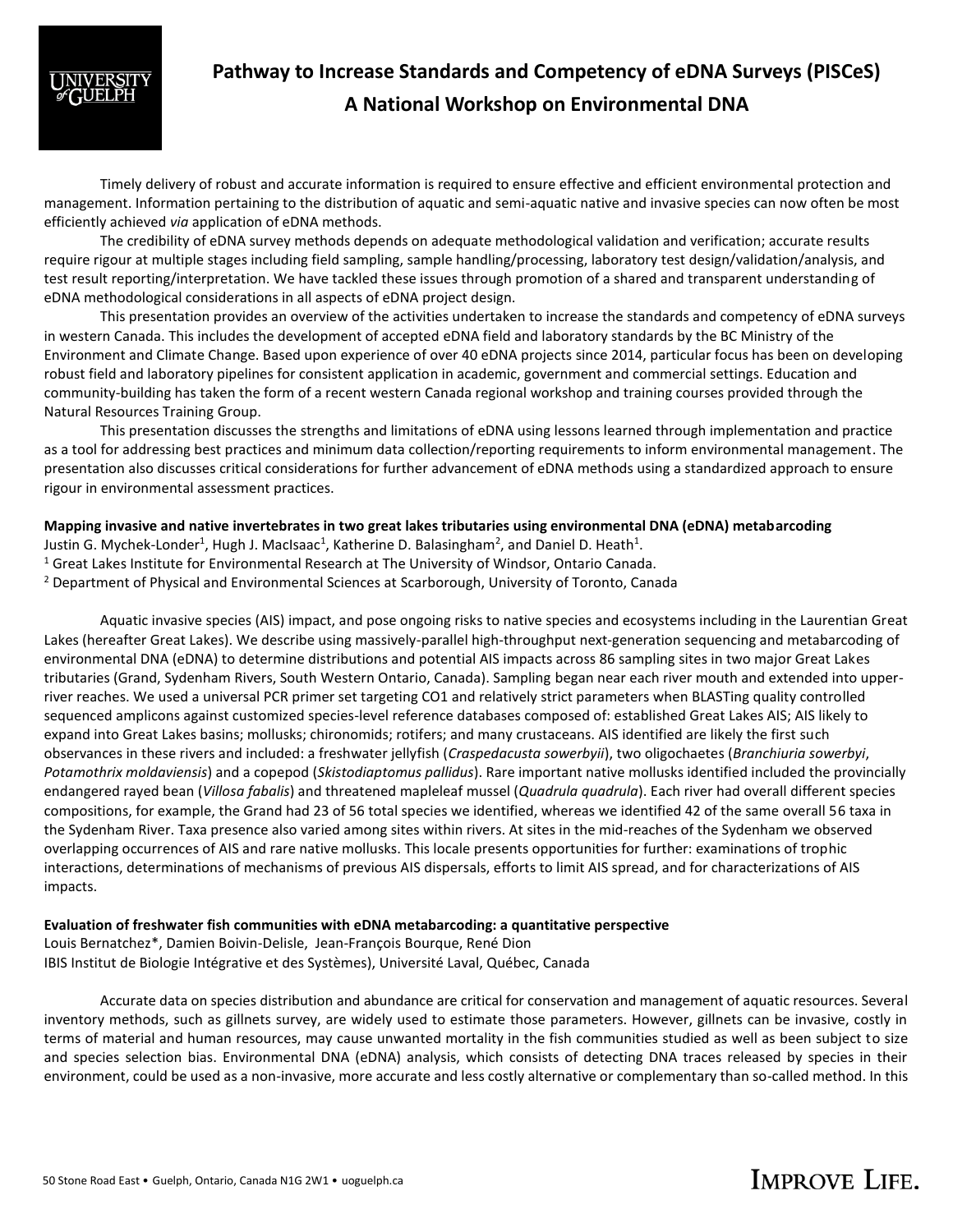# Pathway to Increase Standards and Competency of eDNA Surveys (PISCeS)

## A National Workshop on Environmental DNA

Timely delivery of robust and accurate information is required to ensure effective and efficient environmental protection and management. Information pertaining to the distribution of aquatic and semi-aquatic native and invasive species can now often be most efficiently achieved *via* application of eDNA methods.

The credibility of eDNA survey methods depends on adequate methodological validation and verification; accurate results require rigour at multiple stages including field sampling, sample handling/processing, laboratory test design/validation/analysis, and test result reporting/interpretation. We have tackled these issues through promotion of a shared and transparent understanding of eDNA methodological considerations in all aspects of eDNA project design.

This presentation provides an overview of the activities undertaken to increase the standards and competency of eDNA surveys in western Canada. This includes the development of accepted eDNA field and laboratory standards by the BC Ministry of the Environment and Climate Change. Based upon experience of over 40 eDNA projects since 2014, particular focus has been on developing robust field and laboratory pipelines for consistent application in academic, government and commercial settings. Education and community-building has taken the form of a recent western Canada regional workshop and training courses provided through the Natural Resources Training Group.

This presentation discusses the strengths and limitations of eDNA using lessons learned through implementation and practice as a tool for addressing best practices and minimum data collection/reporting requirements to inform environmental management. The presentation also discusses critical considerations for further advancement of eDNA methods using a standardized approach to ensure rigour in environmental assessment practices.

**Mapping invasive and native invertebrates in two great lakes tributaries using environmental DNA (eDNA) metabarcoding**

Justin G. Mychek-Londer[1], Hugh J. MacIsaac[1], Katherine D. Balasingham[2], and Daniel D. Heath[1].

[1] Great Lakes Institute for Environmental Research at The University of Windsor, Ontario Canada.

[2] Department of Physical and Environmental Sciences at Scarborough, University of Toronto, Canada

Aquatic invasive species (AIS) impact, and pose ongoing risks to native species and ecosystems including in the Laurentian Great Lakes (hereafter Great Lakes). We describe using massively-parallel high-throughput next-generation sequencing and metabarcoding of environmental DNA (eDNA) to determine distributions and potential AIS impacts across 86 sampling sites in two major Great Lakes tributaries (Grand, Sydenham Rivers, South Western Ontario, Canada). Sampling began near each river mouth and extended into upper-river reaches. We used a universal PCR primer set targeting CO1 and relatively strict parameters when BLASTing quality controlled sequenced amplicons against customized species-level reference databases composed of: established Great Lakes AIS; AIS likely to expand into Great Lakes basins; mollusks; chironomids; rotifers; and many crustaceans. AIS identified are likely the first such observances in these rivers and included: a freshwater jellyfish (*Craspedacusta sowerbyii*), two oligochaetes (*Branchiuria sowerbyi*, *Potamothrix moldaviensis*) and a copepod (*Skistodiaptomus pallidus*). Rare important native mollusks identified included the provincially endangered rayed bean (*Villosa fabalis*) and threatened mapleleaf mussel (*Quadrula quadrula*). Each river had overall different species compositions, for example, the Grand had 23 of 56 total species we identified, whereas we identified 42 of the same overall 56 taxa in the Sydenham River. Taxa presence also varied among sites within rivers. At sites in the mid-reaches of the Sydenham we observed overlapping occurrences of AIS and rare native mollusks. This locale presents opportunities for further: examinations of trophic interactions, determinations of mechanisms of previous AIS dispersals, efforts to limit AIS spread, and for characterizations of AIS impacts.

**Evaluation of freshwater fish communities with eDNA metabarcoding: a quantitative perspective**

Louis Bernatchez*, Damien Boivin-Delisle, Jean-François Bourque, René Dion

IBIS Institut de Biologie Intégrative et des Systèmes), Université Laval, Québec, Canada

Accurate data on species distribution and abundance are critical for conservation and management of aquatic resources. Several inventory methods, such as gillnets survey, are widely used to estimate those parameters. However, gillnets can be invasive, costly in terms of material and human resources, may cause unwanted mortality in the fish communities studied as well as be subject to size and species selection bias. Environmental DNA (eDNA) analysis, which consists of detecting DNA traces released by species in their environment, could be used as a non-invasive, more accurate and less costly alternative or complementary than so-called method. In this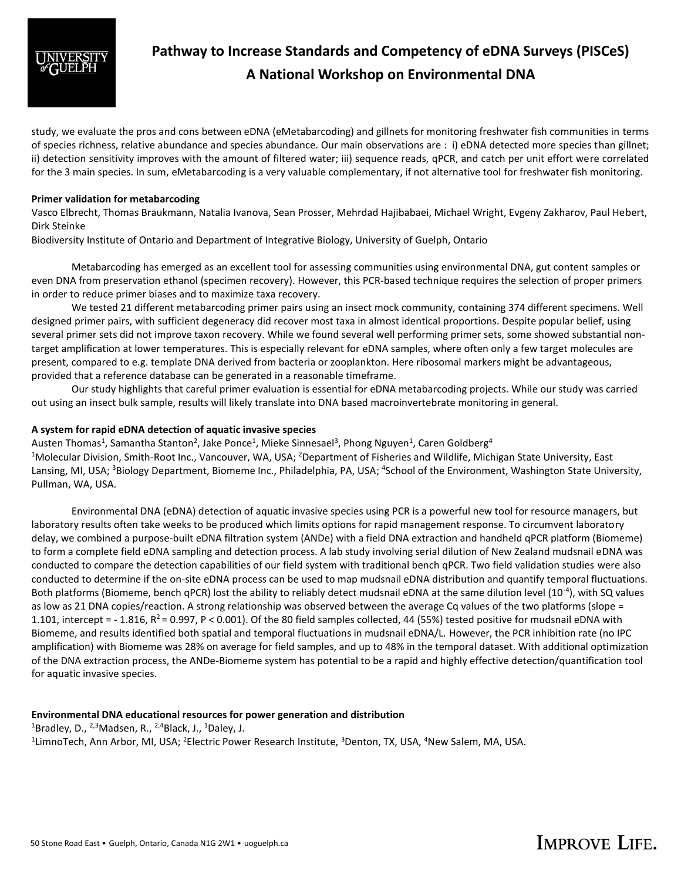study, we evaluate the pros and cons between eDNA (eMetabarcoding) and gillnets for monitoring freshwater fish communities in terms of species richness, relative abundance and species abundance. Our main observations are : i) eDNA detected more species than gillnet; ii) detection sensitivity improves with the amount of filtered water; iii) sequence reads, qPCR, and catch per unit effort were correlated for the 3 main species. In sum, eMetabarcoding is a very valuable complementary, if not alternative tool for freshwater fish monitoring.

**Primer validation for metabarcoding**

Vasco Elbrecht, Thomas Braukmann, Natalia Ivanova, Sean Prosser, Mehrdad Hajibabaei, Michael Wright, Evgeny Zakharov, Paul Hebert, Dirk Steinke

Biodiversity Institute of Ontario and Department of Integrative Biology, University of Guelph, Ontario

Metabarcoding has emerged as an excellent tool for assessing communities using environmental DNA, gut content samples or even DNA from preservation ethanol (specimen recovery). However, this PCR-based technique requires the selection of proper primers in order to reduce primer biases and to maximize taxa recovery.

We tested 21 different metabarcoding primer pairs using an insect mock community, containing 374 different specimens. Well designed primer pairs, with sufficient degeneracy did recover most taxa in almost identical proportions. Despite popular belief, using several primer sets did not improve taxon recovery. While we found several well performing primer sets, some showed substantial non-target amplification at lower temperatures. This is especially relevant for eDNA samples, where often only a few target molecules are present, compared to e.g. template DNA derived from bacteria or zooplankton. Here ribosomal markers might be advantageous, provided that a reference database can be generated in a reasonable timeframe.

Our study highlights that careful primer evaluation is essential for eDNA metabarcoding projects. While our study was carried out using an insect bulk sample, results will likely translate into DNA based macroinvertebrate monitoring in general.

**A system for rapid eDNA detection of aquatic invasive species**

Austen Thomas[1], Samantha Stanton[2], Jake Ponce[1], Mieke Sinnesael[3], Phong Nguyen[1], Caren Goldberg[4]

[1]Molecular Division, Smith-Root Inc., Vancouver, WA, USA; [2]Department of Fisheries and Wildlife, Michigan State University, East Lansing, MI, USA; [3]Biology Department, Biomeme Inc., Philadelphia, PA, USA; [4]School of the Environment, Washington State University, Pullman, WA, USA.

Environmental DNA (eDNA) detection of aquatic invasive species using PCR is a powerful new tool for resource managers, but laboratory results often take weeks to be produced which limits options for rapid management response. To circumvent laboratory delay, we combined a purpose-built eDNA filtration system (ANDe) with a field DNA extraction and handheld qPCR platform (Biomeme) to form a complete field eDNA sampling and detection process. A lab study involving serial dilution of New Zealand mudsnail eDNA was conducted to compare the detection capabilities of our field system with traditional bench qPCR. Two field validation studies were also conducted to determine if the on-site eDNA process can be used to map mudsnail eDNA distribution and quantify temporal fluctuations. Both platforms (Biomeme, bench qPCR) lost the ability to reliably detect mudsnail eDNA at the same dilution level ($10^{-4}$), with SQ values as low as 21 DNA copies/reaction. A strong relationship was observed between the average Cq values of the two platforms (slope = 1.101, intercept = - 1.816, $R^2 = 0.997$, $P < 0.001$). Of the 80 field samples collected, 44 (55%) tested positive for mudsnail eDNA with Biomeme, and results identified both spatial and temporal fluctuations in mudsnail eDNA/L. However, the PCR inhibition rate (no IPC amplification) with Biomeme was 28% on average for field samples, and up to 48% in the temporal dataset. With additional optimization of the DNA extraction process, the ANDe-Biomeme system has potential to be a rapid and highly effective detection/quantification tool for aquatic invasive species.

**Environmental DNA educational resources for power generation and distribution**

[1]Bradley, D., [2,3]Madsen, R., [2,4]Black, J., [1]Daley, J.

[1]LimnoTech, Ann Arbor, MI, USA; [2]Electric Power Research Institute, [3]Denton, TX, USA, [4]New Salem, MA, USA.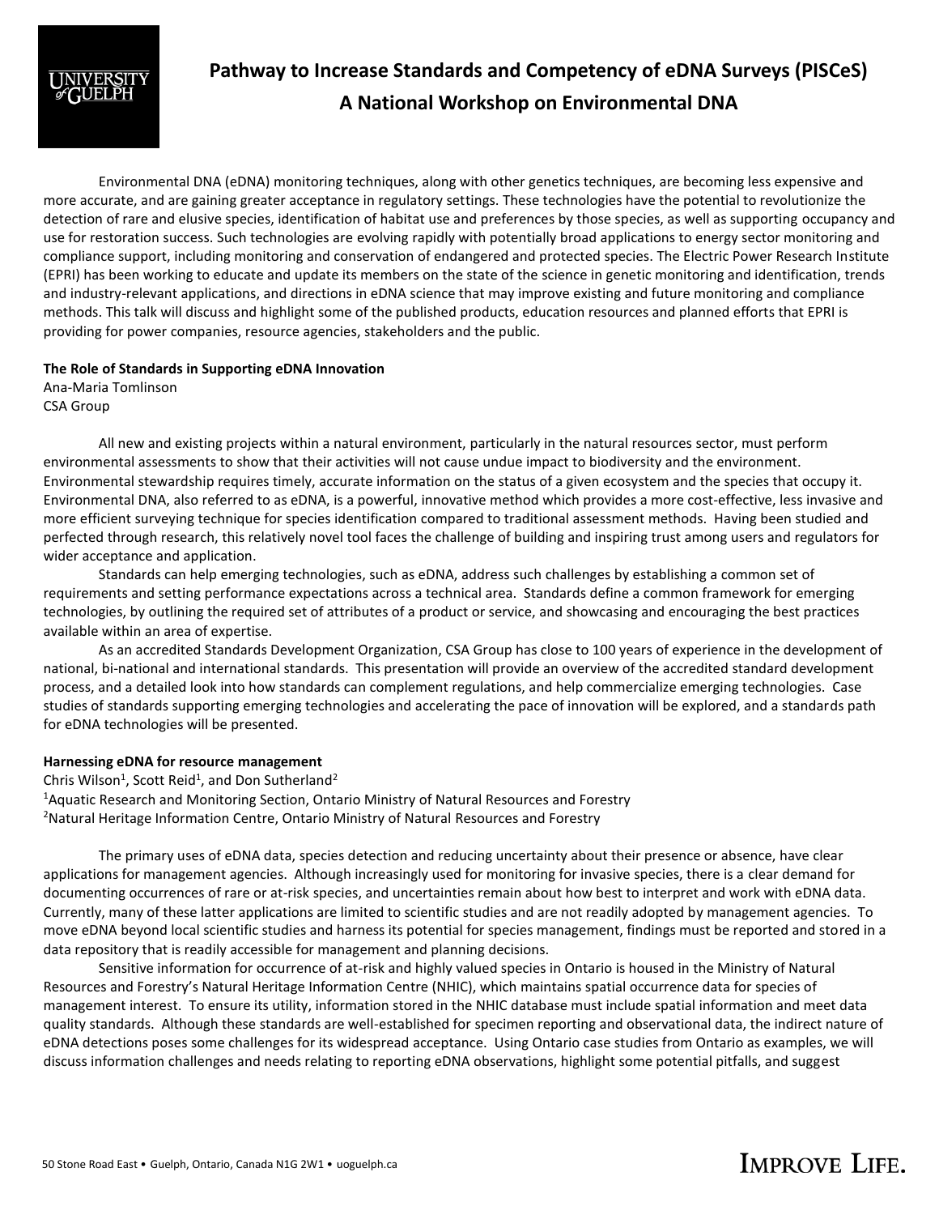Environmental DNA (eDNA) monitoring techniques, along with other genetics techniques, are becoming less expensive and more accurate, and are gaining greater acceptance in regulatory settings. These technologies have the potential to revolutionize the detection of rare and elusive species, identification of habitat use and preferences by those species, as well as supporting occupancy and use for restoration success. Such technologies are evolving rapidly with potentially broad applications to energy sector monitoring and compliance support, including monitoring and conservation of endangered and protected species. The Electric Power Research Institute (EPRI) has been working to educate and update its members on the state of the science in genetic monitoring and identification, trends and industry-relevant applications, and directions in eDNA science that may improve existing and future monitoring and compliance methods. This talk will discuss and highlight some of the published products, education resources and planned efforts that EPRI is providing for power companies, resource agencies, stakeholders and the public.

**The Role of Standards in Supporting eDNA Innovation**
Ana-Maria Tomlinson
CSA Group

All new and existing projects within a natural environment, particularly in the natural resources sector, must perform environmental assessments to show that their activities will not cause undue impact to biodiversity and the environment. Environmental stewardship requires timely, accurate information on the status of a given ecosystem and the species that occupy it. Environmental DNA, also referred to as eDNA, is a powerful, innovative method which provides a more cost-effective, less invasive and more efficient surveying technique for species identification compared to traditional assessment methods. Having been studied and perfected through research, this relatively novel tool faces the challenge of building and inspiring trust among users and regulators for wider acceptance and application.

Standards can help emerging technologies, such as eDNA, address such challenges by establishing a common set of requirements and setting performance expectations across a technical area. Standards define a common framework for emerging technologies, by outlining the required set of attributes of a product or service, and showcasing and encouraging the best practices available within an area of expertise.

As an accredited Standards Development Organization, CSA Group has close to 100 years of experience in the development of national, bi-national and international standards. This presentation will provide an overview of the accredited standard development process, and a detailed look into how standards can complement regulations, and help commercialize emerging technologies. Case studies of standards supporting emerging technologies and accelerating the pace of innovation will be explored, and a standards path for eDNA technologies will be presented.

**Harnessing eDNA for resource management**
Chris Wilson[1], Scott Reid[1], and Don Sutherland[2]
[1]Aquatic Research and Monitoring Section, Ontario Ministry of Natural Resources and Forestry
[2]Natural Heritage Information Centre, Ontario Ministry of Natural Resources and Forestry

The primary uses of eDNA data, species detection and reducing uncertainty about their presence or absence, have clear applications for management agencies. Although increasingly used for monitoring for invasive species, there is a clear demand for documenting occurrences of rare or at-risk species, and uncertainties remain about how best to interpret and work with eDNA data. Currently, many of these latter applications are limited to scientific studies and are not readily adopted by management agencies. To move eDNA beyond local scientific studies and harness its potential for species management, findings must be reported and stored in a data repository that is readily accessible for management and planning decisions.

Sensitive information for occurrence of at-risk and highly valued species in Ontario is housed in the Ministry of Natural Resources and Forestry's Natural Heritage Information Centre (NHIC), which maintains spatial occurrence data for species of management interest. To ensure its utility, information stored in the NHIC database must include spatial information and meet data quality standards. Although these standards are well-established for specimen reporting and observational data, the indirect nature of eDNA detections poses some challenges for its widespread acceptance. Using Ontario case studies from Ontario as examples, we will discuss information challenges and needs relating to reporting eDNA observations, highlight some potential pitfalls, and suggest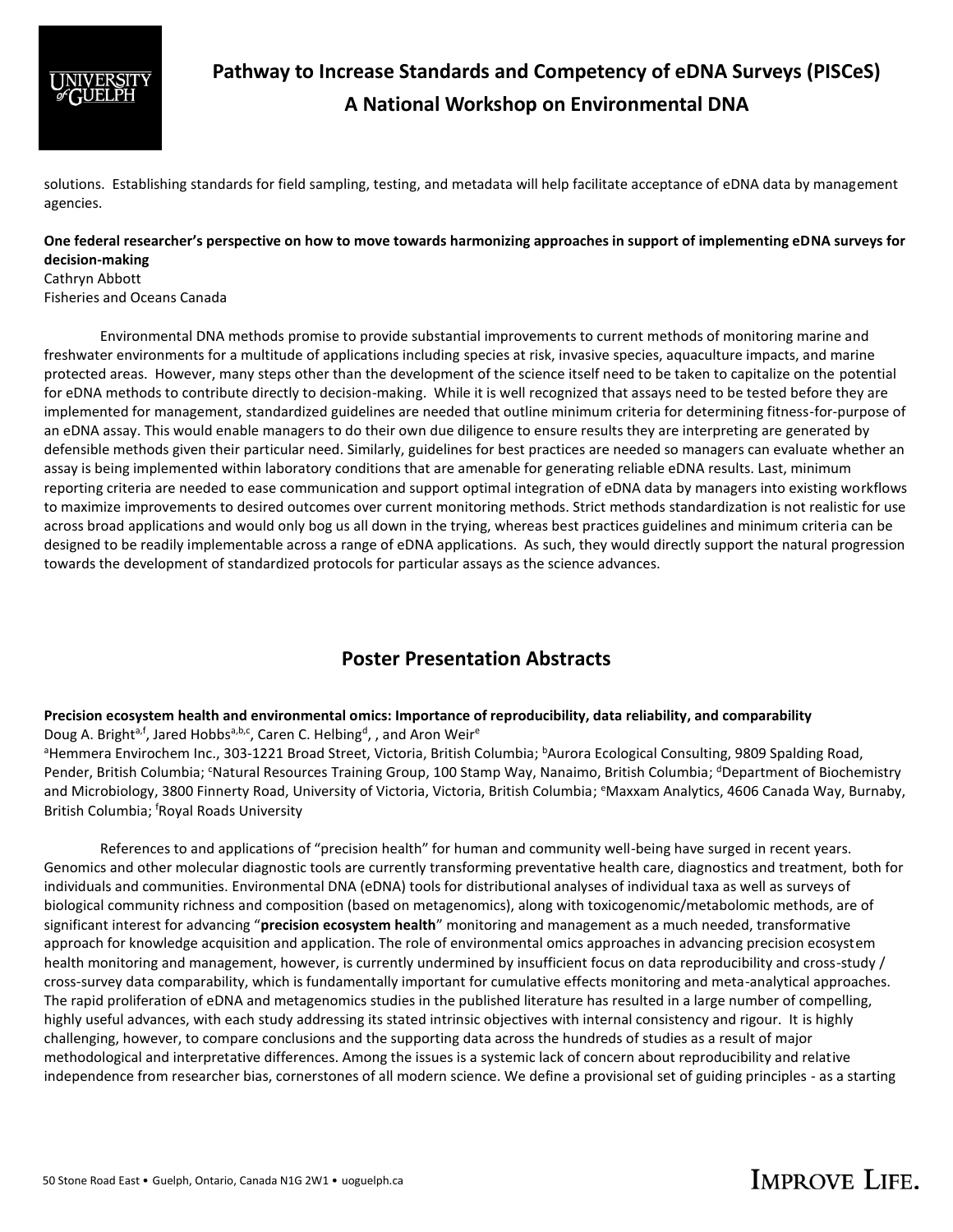solutions. Establishing standards for field sampling, testing, and metadata will help facilitate acceptance of eDNA data by management agencies.

**One federal researcher's perspective on how to move towards harmonizing approaches in support of implementing eDNA surveys for decision-making**
Cathryn Abbott
Fisheries and Oceans Canada

Environmental DNA methods promise to provide substantial improvements to current methods of monitoring marine and freshwater environments for a multitude of applications including species at risk, invasive species, aquaculture impacts, and marine protected areas. However, many steps other than the development of the science itself need to be taken to capitalize on the potential for eDNA methods to contribute directly to decision-making. While it is well recognized that assays need to be tested before they are implemented for management, standardized guidelines are needed that outline minimum criteria for determining fitness-for-purpose of an eDNA assay. This would enable managers to do their own due diligence to ensure results they are interpreting are generated by defensible methods given their particular need. Similarly, guidelines for best practices are needed so managers can evaluate whether an assay is being implemented within laboratory conditions that are amenable for generating reliable eDNA results. Last, minimum reporting criteria are needed to ease communication and support optimal integration of eDNA data by managers into existing workflows to maximize improvements to desired outcomes over current monitoring methods. Strict methods standardization is not realistic for use across broad applications and would only bog us all down in the trying, whereas best practices guidelines and minimum criteria can be designed to be readily implementable across a range of eDNA applications. As such, they would directly support the natural progression towards the development of standardized protocols for particular assays as the science advances.

## Poster Presentation Abstracts

**Precision ecosystem health and environmental omics: Importance of reproducibility, data reliability, and comparability**
Doug A. Bright[a,f], Jared Hobbs[a,b,c], Caren C. Helbing[d], , and Aron Weir[e]
[a]Hemmera Envirochem Inc., 303-1221 Broad Street, Victoria, British Columbia; [b]Aurora Ecological Consulting, 9809 Spalding Road, Pender, British Columbia; [c]Natural Resources Training Group, 100 Stamp Way, Nanaimo, British Columbia; [d]Department of Biochemistry and Microbiology, 3800 Finnerty Road, University of Victoria, Victoria, British Columbia; [e]Maxxam Analytics, 4606 Canada Way, Burnaby, British Columbia; [f]Royal Roads University

References to and applications of "precision health" for human and community well-being have surged in recent years. Genomics and other molecular diagnostic tools are currently transforming preventative health care, diagnostics and treatment, both for individuals and communities. Environmental DNA (eDNA) tools for distributional analyses of individual taxa as well as surveys of biological community richness and composition (based on metagenomics), along with toxicogenomic/metabolomic methods, are of significant interest for advancing "**precision ecosystem health**" monitoring and management as a much needed, transformative approach for knowledge acquisition and application. The role of environmental omics approaches in advancing precision ecosystem health monitoring and management, however, is currently undermined by insufficient focus on data reproducibility and cross-study / cross-survey data comparability, which is fundamentally important for cumulative effects monitoring and meta-analytical approaches. The rapid proliferation of eDNA and metagenomics studies in the published literature has resulted in a large number of compelling, highly useful advances, with each study addressing its stated intrinsic objectives with internal consistency and rigour. It is highly challenging, however, to compare conclusions and the supporting data across the hundreds of studies as a result of major methodological and interpretative differences. Among the issues is a systemic lack of concern about reproducibility and relative independence from researcher bias, cornerstones of all modern science. We define a provisional set of guiding principles - as a starting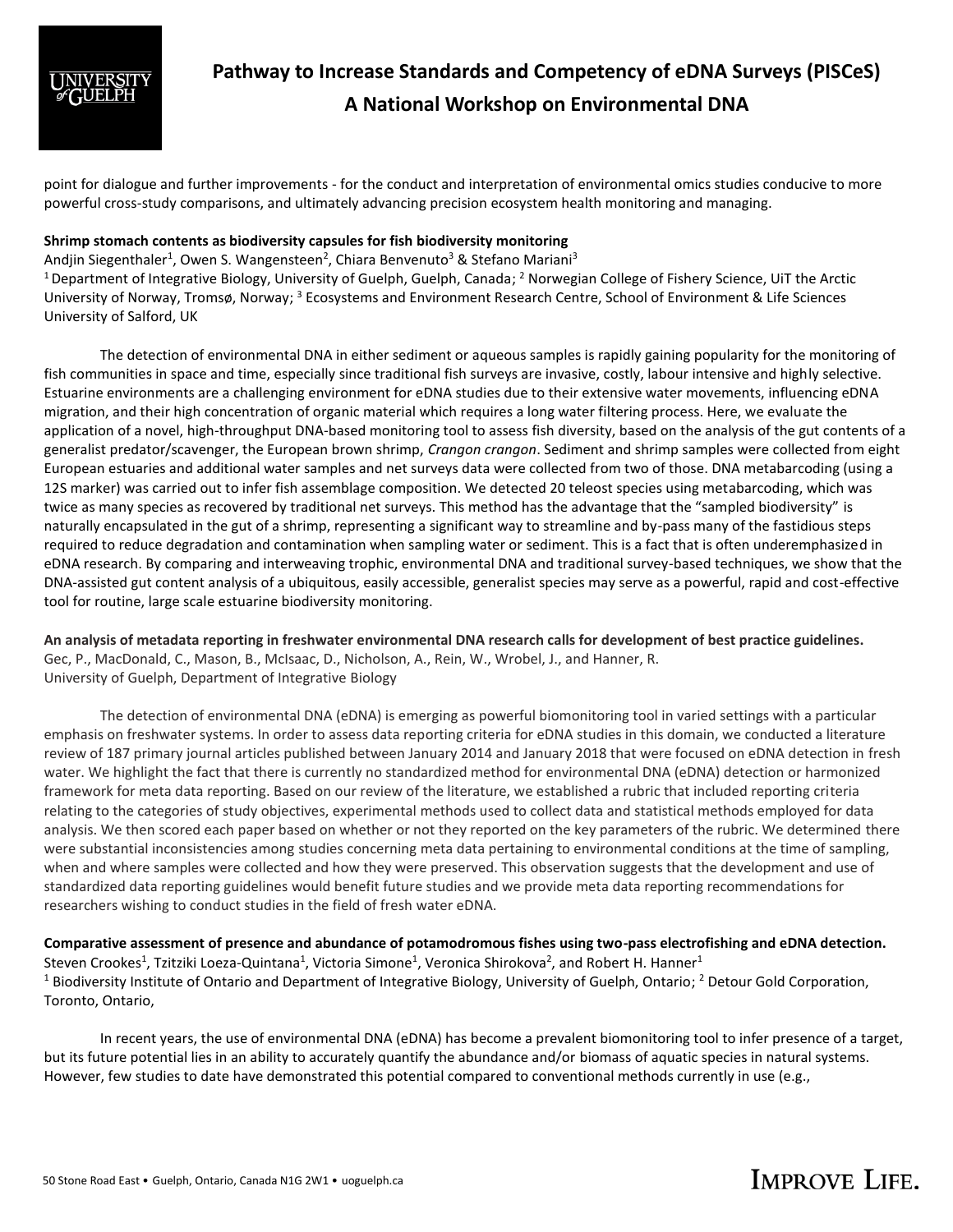point for dialogue and further improvements - for the conduct and interpretation of environmental omics studies conducive to more powerful cross-study comparisons, and ultimately advancing precision ecosystem health monitoring and managing.

**Shrimp stomach contents as biodiversity capsules for fish biodiversity monitoring**

Andjin Siegenthaler[1], Owen S. Wangensteen[2], Chiara Benvenuto[3] & Stefano Mariani[3]

[1] Department of Integrative Biology, University of Guelph, Guelph, Canada; [2] Norwegian College of Fishery Science, UiT the Arctic University of Norway, Tromsø, Norway; [3] Ecosystems and Environment Research Centre, School of Environment & Life Sciences University of Salford, UK

The detection of environmental DNA in either sediment or aqueous samples is rapidly gaining popularity for the monitoring of fish communities in space and time, especially since traditional fish surveys are invasive, costly, labour intensive and highly selective. Estuarine environments are a challenging environment for eDNA studies due to their extensive water movements, influencing eDNA migration, and their high concentration of organic material which requires a long water filtering process. Here, we evaluate the application of a novel, high-throughput DNA-based monitoring tool to assess fish diversity, based on the analysis of the gut contents of a generalist predator/scavenger, the European brown shrimp, *Crangon crangon*. Sediment and shrimp samples were collected from eight European estuaries and additional water samples and net surveys data were collected from two of those. DNA metabarcoding (using a 12S marker) was carried out to infer fish assemblage composition. We detected 20 teleost species using metabarcoding, which was twice as many species as recovered by traditional net surveys. This method has the advantage that the "sampled biodiversity" is naturally encapsulated in the gut of a shrimp, representing a significant way to streamline and by-pass many of the fastidious steps required to reduce degradation and contamination when sampling water or sediment. This is a fact that is often underemphasized in eDNA research. By comparing and interweaving trophic, environmental DNA and traditional survey-based techniques, we show that the DNA-assisted gut content analysis of a ubiquitous, easily accessible, generalist species may serve as a powerful, rapid and cost-effective tool for routine, large scale estuarine biodiversity monitoring.

**An analysis of metadata reporting in freshwater environmental DNA research calls for development of best practice guidelines.**

Gec, P., MacDonald, C., Mason, B., McIsaac, D., Nicholson, A., Rein, W., Wrobel, J., and Hanner, R.

University of Guelph, Department of Integrative Biology

The detection of environmental DNA (eDNA) is emerging as powerful biomonitoring tool in varied settings with a particular emphasis on freshwater systems. In order to assess data reporting criteria for eDNA studies in this domain, we conducted a literature review of 187 primary journal articles published between January 2014 and January 2018 that were focused on eDNA detection in fresh water. We highlight the fact that there is currently no standardized method for environmental DNA (eDNA) detection or harmonized framework for meta data reporting. Based on our review of the literature, we established a rubric that included reporting criteria relating to the categories of study objectives, experimental methods used to collect data and statistical methods employed for data analysis. We then scored each paper based on whether or not they reported on the key parameters of the rubric. We determined there were substantial inconsistencies among studies concerning meta data pertaining to environmental conditions at the time of sampling, when and where samples were collected and how they were preserved. This observation suggests that the development and use of standardized data reporting guidelines would benefit future studies and we provide meta data reporting recommendations for researchers wishing to conduct studies in the field of fresh water eDNA.

**Comparative assessment of presence and abundance of potamodromous fishes using two-pass electrofishing and eDNA detection.**

Steven Crookes[1], Tzitziki Loeza-Quintana[1], Victoria Simone[1], Veronica Shirokova[2], and Robert H. Hanner[1]

[1] Biodiversity Institute of Ontario and Department of Integrative Biology, University of Guelph, Ontario; [2] Detour Gold Corporation, Toronto, Ontario,

In recent years, the use of environmental DNA (eDNA) has become a prevalent biomonitoring tool to infer presence of a target, but its future potential lies in an ability to accurately quantify the abundance and/or biomass of aquatic species in natural systems. However, few studies to date have demonstrated this potential compared to conventional methods currently in use (e.g.,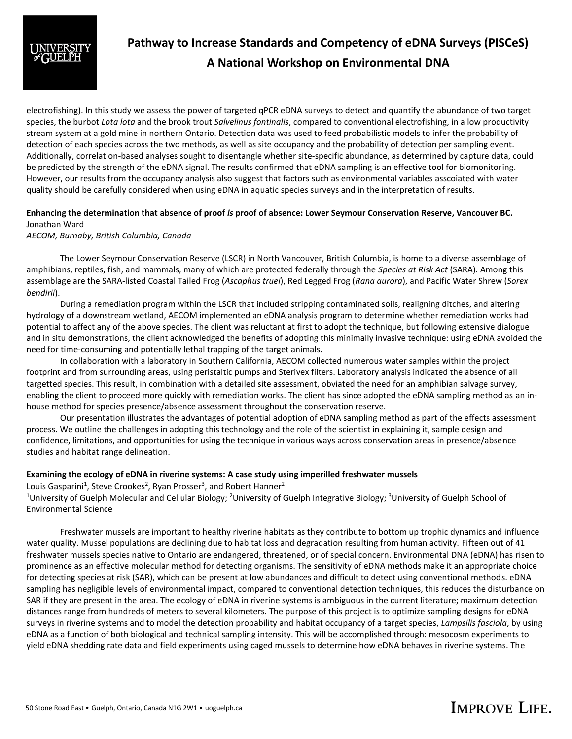electrofishing). In this study we assess the power of targeted qPCR eDNA surveys to detect and quantify the abundance of two target species, the burbot *Lota lota* and the brook trout *Salvelinus fontinalis*, compared to conventional electrofishing, in a low productivity stream system at a gold mine in northern Ontario. Detection data was used to feed probabilistic models to infer the probability of detection of each species across the two methods, as well as site occupancy and the probability of detection per sampling event. Additionally, correlation-based analyses sought to disentangle whether site-specific abundance, as determined by capture data, could be predicted by the strength of the eDNA signal. The results confirmed that eDNA sampling is an effective tool for biomonitoring. However, our results from the occupancy analysis also suggest that factors such as environmental variables asscoiated with water quality should be carefully considered when using eDNA in aquatic species surveys and in the interpretation of results.

**Enhancing the determination that absence of proof *is* proof of absence: Lower Seymour Conservation Reserve, Vancouver BC.**
Jonathan Ward
*AECOM, Burnaby, British Columbia, Canada*

The Lower Seymour Conservation Reserve (LSCR) in North Vancouver, British Columbia, is home to a diverse assemblage of amphibians, reptiles, fish, and mammals, many of which are protected federally through the *Species at Risk Act* (SARA). Among this assemblage are the SARA-listed Coastal Tailed Frog (*Ascaphus truei*), Red Legged Frog (*Rana aurora*), and Pacific Water Shrew (*Sorex bendirii*).

During a remediation program within the LSCR that included stripping contaminated soils, realigning ditches, and altering hydrology of a downstream wetland, AECOM implemented an eDNA analysis program to determine whether remediation works had potential to affect any of the above species. The client was reluctant at first to adopt the technique, but following extensive dialogue and in situ demonstrations, the client acknowledged the benefits of adopting this minimally invasive technique: using eDNA avoided the need for time-consuming and potentially lethal trapping of the target animals.

In collaboration with a laboratory in Southern California, AECOM collected numerous water samples within the project footprint and from surrounding areas, using peristaltic pumps and Sterivex filters. Laboratory analysis indicated the absence of all targetted species. This result, in combination with a detailed site assessment, obviated the need for an amphibian salvage survey, enabling the client to proceed more quickly with remediation works. The client has since adopted the eDNA sampling method as an in-house method for species presence/absence assessment throughout the conservation reserve.

Our presentation illustrates the advantages of potential adoption of eDNA sampling method as part of the effects assessment process. We outline the challenges in adopting this technology and the role of the scientist in explaining it, sample design and confidence, limitations, and opportunities for using the technique in various ways across conservation areas in presence/absence studies and habitat range delineation.

**Examining the ecology of eDNA in riverine systems: A case study using imperilled freshwater mussels**
Louis Gasparini[1], Steve Crookes[2], Ryan Prosser[3], and Robert Hanner[2]
[1]University of Guelph Molecular and Cellular Biology; [2]University of Guelph Integrative Biology; [3]University of Guelph School of Environmental Science

Freshwater mussels are important to healthy riverine habitats as they contribute to bottom up trophic dynamics and influence water quality. Mussel populations are declining due to habitat loss and degradation resulting from human activity. Fifteen out of 41 freshwater mussels species native to Ontario are endangered, threatened, or of special concern. Environmental DNA (eDNA) has risen to prominence as an effective molecular method for detecting organisms. The sensitivity of eDNA methods make it an appropriate choice for detecting species at risk (SAR), which can be present at low abundances and difficult to detect using conventional methods. eDNA sampling has negligible levels of environmental impact, compared to conventional detection techniques, this reduces the disturbance on SAR if they are present in the area. The ecology of eDNA in riverine systems is ambiguous in the current literature; maximum detection distances range from hundreds of meters to several kilometers. The purpose of this project is to optimize sampling designs for eDNA surveys in riverine systems and to model the detection probability and habitat occupancy of a target species, *Lampsilis fasciola*, by using eDNA as a function of both biological and technical sampling intensity. This will be accomplished through: mesocosm experiments to yield eDNA shedding rate data and field experiments using caged mussels to determine how eDNA behaves in riverine systems. The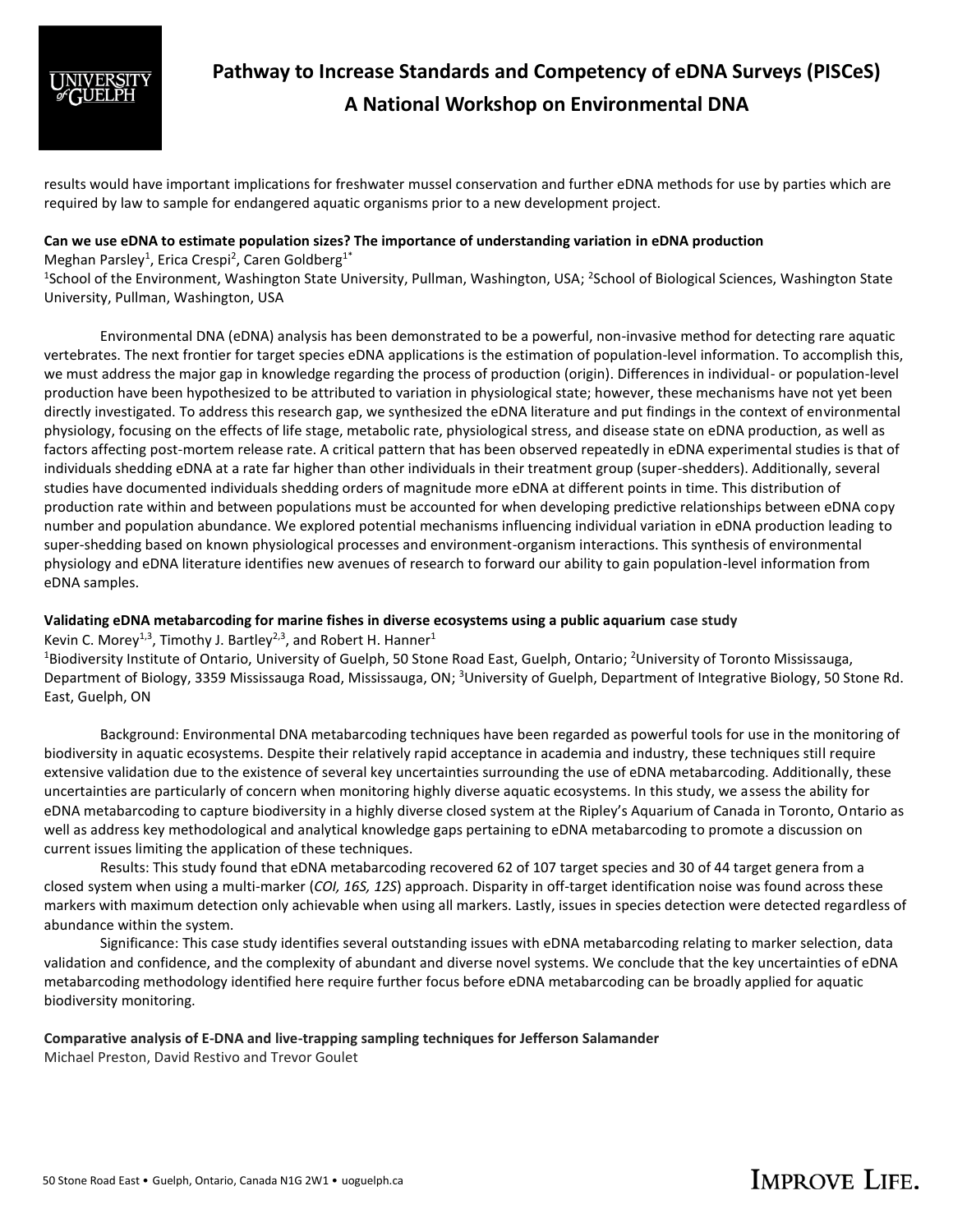results would have important implications for freshwater mussel conservation and further eDNA methods for use by parties which are required by law to sample for endangered aquatic organisms prior to a new development project.

**Can we use eDNA to estimate population sizes? The importance of understanding variation in eDNA production**

Meghan Parsley[1], Erica Crespi[2], Caren Goldberg[1*]

[1]School of the Environment, Washington State University, Pullman, Washington, USA; [2]School of Biological Sciences, Washington State University, Pullman, Washington, USA

Environmental DNA (eDNA) analysis has been demonstrated to be a powerful, non-invasive method for detecting rare aquatic vertebrates. The next frontier for target species eDNA applications is the estimation of population-level information. To accomplish this, we must address the major gap in knowledge regarding the process of production (origin). Differences in individual- or population-level production have been hypothesized to be attributed to variation in physiological state; however, these mechanisms have not yet been directly investigated. To address this research gap, we synthesized the eDNA literature and put findings in the context of environmental physiology, focusing on the effects of life stage, metabolic rate, physiological stress, and disease state on eDNA production, as well as factors affecting post-mortem release rate. A critical pattern that has been observed repeatedly in eDNA experimental studies is that of individuals shedding eDNA at a rate far higher than other individuals in their treatment group (super-shedders). Additionally, several studies have documented individuals shedding orders of magnitude more eDNA at different points in time. This distribution of production rate within and between populations must be accounted for when developing predictive relationships between eDNA copy number and population abundance. We explored potential mechanisms influencing individual variation in eDNA production leading to super-shedding based on known physiological processes and environment-organism interactions. This synthesis of environmental physiology and eDNA literature identifies new avenues of research to forward our ability to gain population-level information from eDNA samples.

**Validating eDNA metabarcoding for marine fishes in diverse ecosystems using a public aquarium case study**

Kevin C. Morey[1,3], Timothy J. Bartley[2,3], and Robert H. Hanner[1]

[1]Biodiversity Institute of Ontario, University of Guelph, 50 Stone Road East, Guelph, Ontario; [2]University of Toronto Mississauga, Department of Biology, 3359 Mississauga Road, Mississauga, ON; [3]University of Guelph, Department of Integrative Biology, 50 Stone Rd. East, Guelph, ON

Background: Environmental DNA metabarcoding techniques have been regarded as powerful tools for use in the monitoring of biodiversity in aquatic ecosystems. Despite their relatively rapid acceptance in academia and industry, these techniques still require extensive validation due to the existence of several key uncertainties surrounding the use of eDNA metabarcoding. Additionally, these uncertainties are particularly of concern when monitoring highly diverse aquatic ecosystems. In this study, we assess the ability for eDNA metabarcoding to capture biodiversity in a highly diverse closed system at the Ripley's Aquarium of Canada in Toronto, Ontario as well as address key methodological and analytical knowledge gaps pertaining to eDNA metabarcoding to promote a discussion on current issues limiting the application of these techniques.

Results: This study found that eDNA metabarcoding recovered 62 of 107 target species and 30 of 44 target genera from a closed system when using a multi-marker (*COI, 16S, 12S*) approach. Disparity in off-target identification noise was found across these markers with maximum detection only achievable when using all markers. Lastly, issues in species detection were detected regardless of abundance within the system.

Significance: This case study identifies several outstanding issues with eDNA metabarcoding relating to marker selection, data validation and confidence, and the complexity of abundant and diverse novel systems. We conclude that the key uncertainties of eDNA metabarcoding methodology identified here require further focus before eDNA metabarcoding can be broadly applied for aquatic biodiversity monitoring.

**Comparative analysis of E-DNA and live-trapping sampling techniques for Jefferson Salamander**

Michael Preston, David Restivo and Trevor Goulet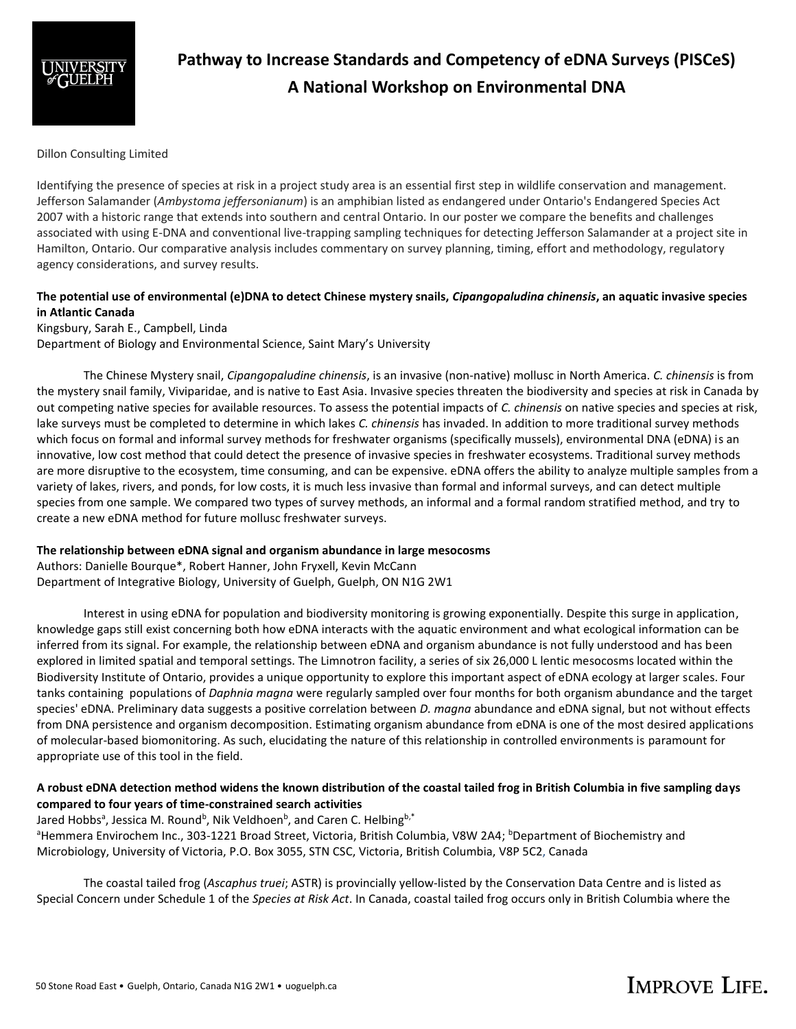Dillon Consulting Limited

Identifying the presence of species at risk in a project study area is an essential first step in wildlife conservation and management. Jefferson Salamander (*Ambystoma jeffersonianum*) is an amphibian listed as endangered under Ontario's Endangered Species Act 2007 with a historic range that extends into southern and central Ontario. In our poster we compare the benefits and challenges associated with using E-DNA and conventional live-trapping sampling techniques for detecting Jefferson Salamander at a project site in Hamilton, Ontario. Our comparative analysis includes commentary on survey planning, timing, effort and methodology, regulatory agency considerations, and survey results.

**The potential use of environmental (e)DNA to detect Chinese mystery snails, *Cipangopaludina chinensis*, an aquatic invasive species in Atlantic Canada**

Kingsbury, Sarah E., Campbell, Linda
Department of Biology and Environmental Science, Saint Mary's University

The Chinese Mystery snail, *Cipangopaludine chinensis*, is an invasive (non-native) mollusc in North America. *C. chinensis* is from the mystery snail family, Viviparidae, and is native to East Asia. Invasive species threaten the biodiversity and species at risk in Canada by out competing native species for available resources. To assess the potential impacts of *C. chinensis* on native species and species at risk, lake surveys must be completed to determine in which lakes *C. chinensis* has invaded. In addition to more traditional survey methods which focus on formal and informal survey methods for freshwater organisms (specifically mussels), environmental DNA (eDNA) is an innovative, low cost method that could detect the presence of invasive species in freshwater ecosystems. Traditional survey methods are more disruptive to the ecosystem, time consuming, and can be expensive. eDNA offers the ability to analyze multiple samples from a variety of lakes, rivers, and ponds, for low costs, it is much less invasive than formal and informal surveys, and can detect multiple species from one sample. We compared two types of survey methods, an informal and a formal random stratified method, and try to create a new eDNA method for future mollusc freshwater surveys.

**The relationship between eDNA signal and organism abundance in large mesocosms**

Authors: Danielle Bourque*, Robert Hanner, John Fryxell, Kevin McCann
Department of Integrative Biology, University of Guelph, Guelph, ON N1G 2W1

Interest in using eDNA for population and biodiversity monitoring is growing exponentially. Despite this surge in application, knowledge gaps still exist concerning both how eDNA interacts with the aquatic environment and what ecological information can be inferred from its signal. For example, the relationship between eDNA and organism abundance is not fully understood and has been explored in limited spatial and temporal settings. The Limnotron facility, a series of six 26,000 L lentic mesocosms located within the Biodiversity Institute of Ontario, provides a unique opportunity to explore this important aspect of eDNA ecology at larger scales. Four tanks containing populations of *Daphnia magna* were regularly sampled over four months for both organism abundance and the target species' eDNA. Preliminary data suggests a positive correlation between *D. magna* abundance and eDNA signal, but not without effects from DNA persistence and organism decomposition. Estimating organism abundance from eDNA is one of the most desired applications of molecular-based biomonitoring. As such, elucidating the nature of this relationship in controlled environments is paramount for appropriate use of this tool in the field.

**A robust eDNA detection method widens the known distribution of the coastal tailed frog in British Columbia in five sampling days compared to four years of time-constrained search activities**

Jared Hobbs[a], Jessica M. Round[b], Nik Veldhoen[b], and Caren C. Helbing[b,*]
[a]Hemmera Envirochem Inc., 303-1221 Broad Street, Victoria, British Columbia, V8W 2A4; [b]Department of Biochemistry and Microbiology, University of Victoria, P.O. Box 3055, STN CSC, Victoria, British Columbia, V8P 5C2, Canada

The coastal tailed frog (*Ascaphus truei*; ASTR) is provincially yellow-listed by the Conservation Data Centre and is listed as Special Concern under Schedule 1 of the *Species at Risk Act*. In Canada, coastal tailed frog occurs only in British Columbia where the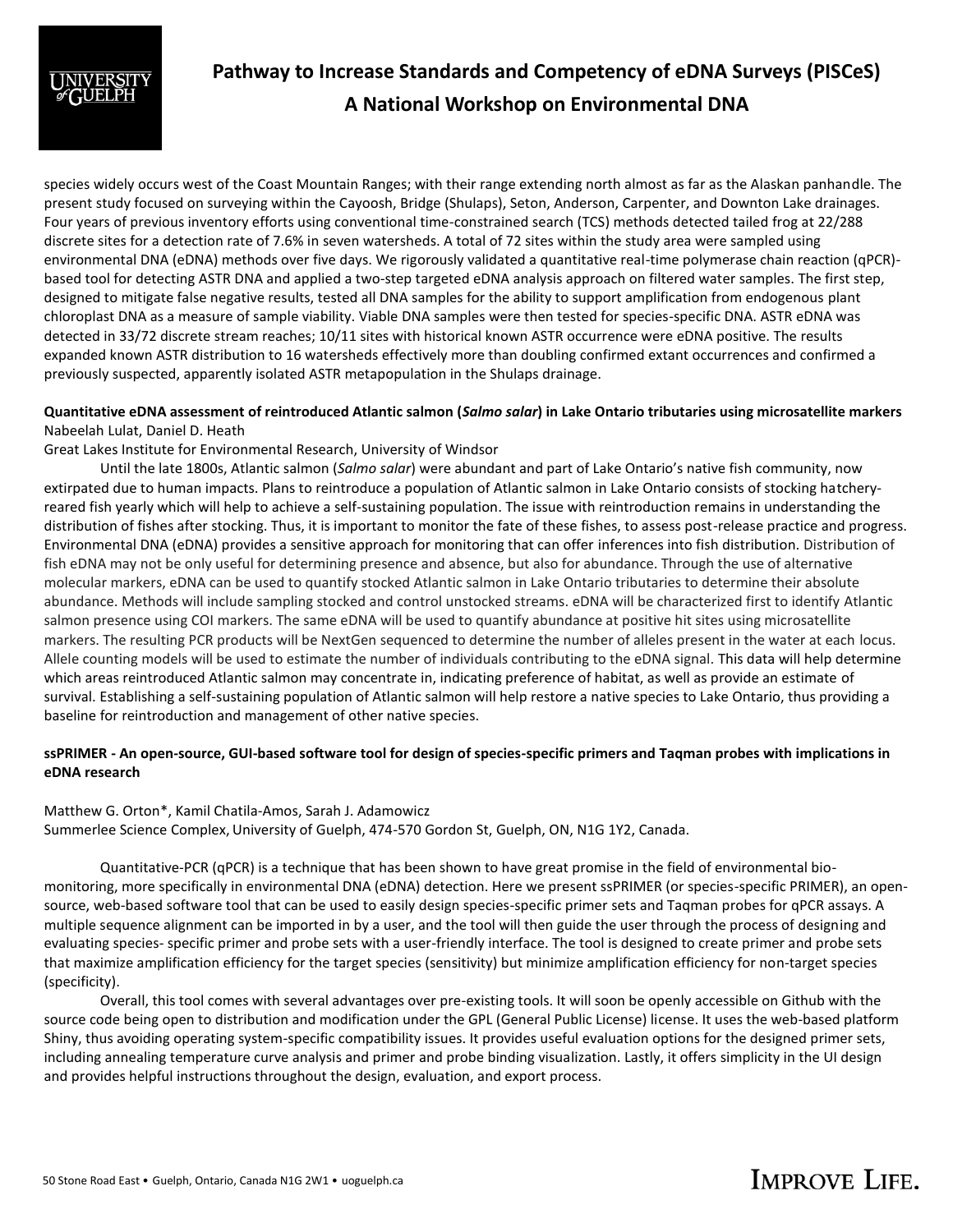species widely occurs west of the Coast Mountain Ranges; with their range extending north almost as far as the Alaskan panhandle. The present study focused on surveying within the Cayoosh, Bridge (Shulaps), Seton, Anderson, Carpenter, and Downton Lake drainages. Four years of previous inventory efforts using conventional time-constrained search (TCS) methods detected tailed frog at 22/288 discrete sites for a detection rate of 7.6% in seven watersheds. A total of 72 sites within the study area were sampled using environmental DNA (eDNA) methods over five days. We rigorously validated a quantitative real-time polymerase chain reaction (qPCR)-based tool for detecting ASTR DNA and applied a two-step targeted eDNA analysis approach on filtered water samples. The first step, designed to mitigate false negative results, tested all DNA samples for the ability to support amplification from endogenous plant chloroplast DNA as a measure of sample viability. Viable DNA samples were then tested for species-specific DNA. ASTR eDNA was detected in 33/72 discrete stream reaches; 10/11 sites with historical known ASTR occurrence were eDNA positive. The results expanded known ASTR distribution to 16 watersheds effectively more than doubling confirmed extant occurrences and confirmed a previously suspected, apparently isolated ASTR metapopulation in the Shulaps drainage.

**Quantitative eDNA assessment of reintroduced Atlantic salmon (*Salmo salar*) in Lake Ontario tributaries using microsatellite markers**

Nabeelah Lulat, Daniel D. Heath

Great Lakes Institute for Environmental Research, University of Windsor

Until the late 1800s, Atlantic salmon (*Salmo salar*) were abundant and part of Lake Ontario's native fish community, now extirpated due to human impacts. Plans to reintroduce a population of Atlantic salmon in Lake Ontario consists of stocking hatchery-reared fish yearly which will help to achieve a self-sustaining population. The issue with reintroduction remains in understanding the distribution of fishes after stocking. Thus, it is important to monitor the fate of these fishes, to assess post-release practice and progress. Environmental DNA (eDNA) provides a sensitive approach for monitoring that can offer inferences into fish distribution. Distribution of fish eDNA may not be only useful for determining presence and absence, but also for abundance. Through the use of alternative molecular markers, eDNA can be used to quantify stocked Atlantic salmon in Lake Ontario tributaries to determine their absolute abundance. Methods will include sampling stocked and control unstocked streams. eDNA will be characterized first to identify Atlantic salmon presence using COI markers. The same eDNA will be used to quantify abundance at positive hit sites using microsatellite markers. The resulting PCR products will be NextGen sequenced to determine the number of alleles present in the water at each locus. Allele counting models will be used to estimate the number of individuals contributing to the eDNA signal. This data will help determine which areas reintroduced Atlantic salmon may concentrate in, indicating preference of habitat, as well as provide an estimate of survival. Establishing a self-sustaining population of Atlantic salmon will help restore a native species to Lake Ontario, thus providing a baseline for reintroduction and management of other native species.

**ssPRIMER - An open-source, GUI-based software tool for design of species-specific primers and Taqman probes with implications in eDNA research**

Matthew G. Orton*, Kamil Chatila-Amos, Sarah J. Adamowicz

Summerlee Science Complex, University of Guelph, 474-570 Gordon St, Guelph, ON, N1G 1Y2, Canada.

Quantitative-PCR (qPCR) is a technique that has been shown to have great promise in the field of environmental bio-monitoring, more specifically in environmental DNA (eDNA) detection. Here we present ssPRIMER (or species-specific PRIMER), an open-source, web-based software tool that can be used to easily design species-specific primer sets and Taqman probes for qPCR assays. A multiple sequence alignment can be imported in by a user, and the tool will then guide the user through the process of designing and evaluating species- specific primer and probe sets with a user-friendly interface. The tool is designed to create primer and probe sets that maximize amplification efficiency for the target species (sensitivity) but minimize amplification efficiency for non-target species (specificity).

Overall, this tool comes with several advantages over pre-existing tools. It will soon be openly accessible on Github with the source code being open to distribution and modification under the GPL (General Public License) license. It uses the web-based platform Shiny, thus avoiding operating system-specific compatibility issues. It provides useful evaluation options for the designed primer sets, including annealing temperature curve analysis and primer and probe binding visualization. Lastly, it offers simplicity in the UI design and provides helpful instructions throughout the design, evaluation, and export process.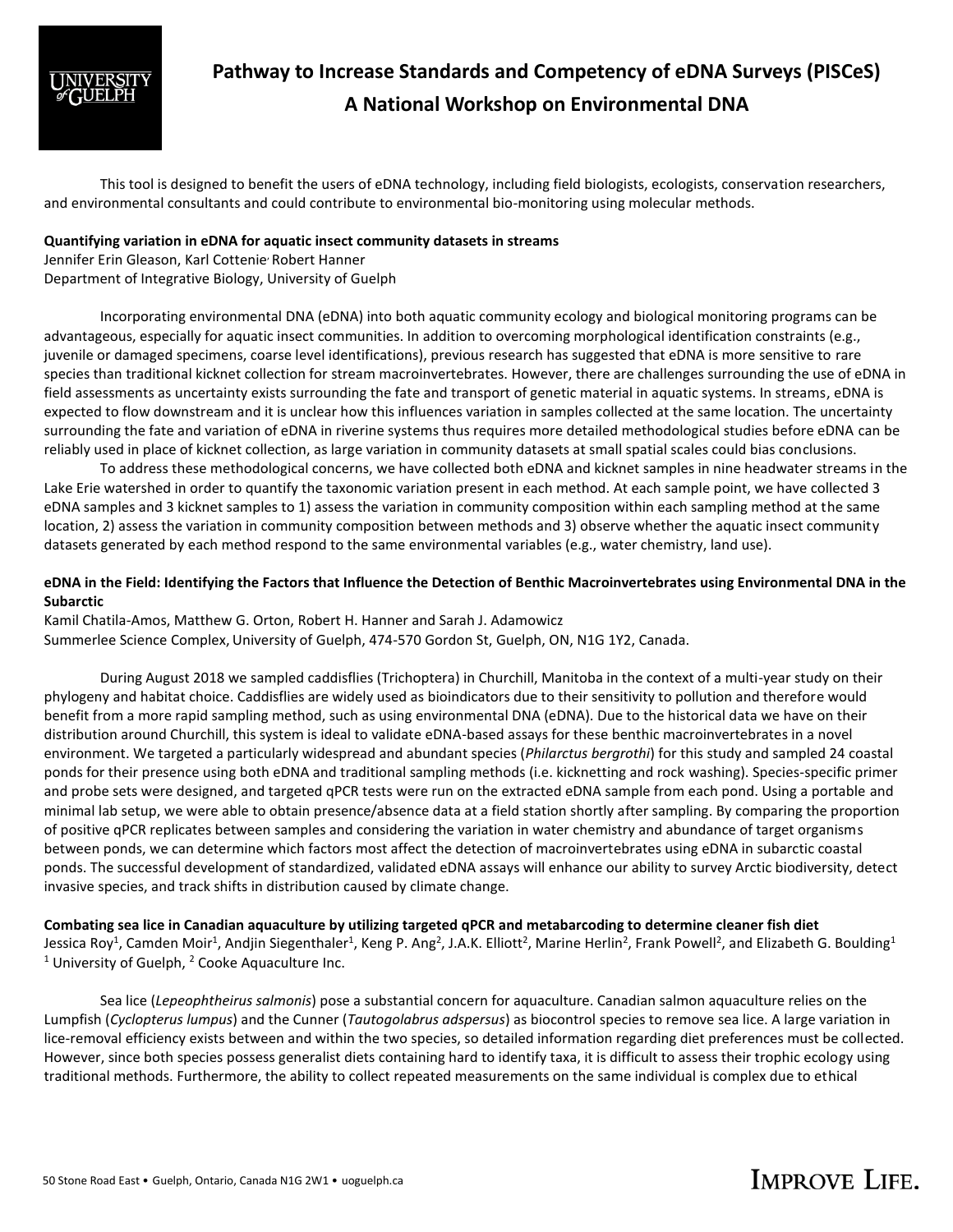# Pathway to Increase Standards and Competency of eDNA Surveys (PISCeS)

## A National Workshop on Environmental DNA

This tool is designed to benefit the users of eDNA technology, including field biologists, ecologists, conservation researchers, and environmental consultants and could contribute to environmental bio-monitoring using molecular methods.

**Quantifying variation in eDNA for aquatic insect community datasets in streams**
Jennifer Erin Gleason, Karl Cottenie, Robert Hanner
Department of Integrative Biology, University of Guelph

Incorporating environmental DNA (eDNA) into both aquatic community ecology and biological monitoring programs can be advantageous, especially for aquatic insect communities. In addition to overcoming morphological identification constraints (e.g., juvenile or damaged specimens, coarse level identifications), previous research has suggested that eDNA is more sensitive to rare species than traditional kicknet collection for stream macroinvertebrates. However, there are challenges surrounding the use of eDNA in field assessments as uncertainty exists surrounding the fate and transport of genetic material in aquatic systems. In streams, eDNA is expected to flow downstream and it is unclear how this influences variation in samples collected at the same location. The uncertainty surrounding the fate and variation of eDNA in riverine systems thus requires more detailed methodological studies before eDNA can be reliably used in place of kicknet collection, as large variation in community datasets at small spatial scales could bias conclusions.

To address these methodological concerns, we have collected both eDNA and kicknet samples in nine headwater streams in the Lake Erie watershed in order to quantify the taxonomic variation present in each method. At each sample point, we have collected 3 eDNA samples and 3 kicknet samples to 1) assess the variation in community composition within each sampling method at the same location, 2) assess the variation in community composition between methods and 3) observe whether the aquatic insect community datasets generated by each method respond to the same environmental variables (e.g., water chemistry, land use).

**eDNA in the Field: Identifying the Factors that Influence the Detection of Benthic Macroinvertebrates using Environmental DNA in the Subarctic**
Kamil Chatila-Amos, Matthew G. Orton, Robert H. Hanner and Sarah J. Adamowicz
Summerlee Science Complex, University of Guelph, 474-570 Gordon St, Guelph, ON, N1G 1Y2, Canada.

During August 2018 we sampled caddisflies (Trichoptera) in Churchill, Manitoba in the context of a multi-year study on their phylogeny and habitat choice. Caddisflies are widely used as bioindicators due to their sensitivity to pollution and therefore would benefit from a more rapid sampling method, such as using environmental DNA (eDNA). Due to the historical data we have on their distribution around Churchill, this system is ideal to validate eDNA-based assays for these benthic macroinvertebrates in a novel environment. We targeted a particularly widespread and abundant species (*Philarctus bergrothi*) for this study and sampled 24 coastal ponds for their presence using both eDNA and traditional sampling methods (i.e. kicknetting and rock washing). Species-specific primer and probe sets were designed, and targeted qPCR tests were run on the extracted eDNA sample from each pond. Using a portable and minimal lab setup, we were able to obtain presence/absence data at a field station shortly after sampling. By comparing the proportion of positive qPCR replicates between samples and considering the variation in water chemistry and abundance of target organisms between ponds, we can determine which factors most affect the detection of macroinvertebrates using eDNA in subarctic coastal ponds. The successful development of standardized, validated eDNA assays will enhance our ability to survey Arctic biodiversity, detect invasive species, and track shifts in distribution caused by climate change.

**Combating sea lice in Canadian aquaculture by utilizing targeted qPCR and metabarcoding to determine cleaner fish diet**
Jessica Roy[1], Camden Moir[1], Andjin Siegenthaler[1], Keng P. Ang[2], J.A.K. Elliott[2], Marine Herlin[2], Frank Powell[2], and Elizabeth G. Boulding[1]
[1] University of Guelph, [2] Cooke Aquaculture Inc.

Sea lice (*Lepeophtheirus salmonis*) pose a substantial concern for aquaculture. Canadian salmon aquaculture relies on the Lumpfish (*Cyclopterus lumpus*) and the Cunner (*Tautogolabrus adspersus*) as biocontrol species to remove sea lice. A large variation in lice-removal efficiency exists between and within the two species, so detailed information regarding diet preferences must be collected. However, since both species possess generalist diets containing hard to identify taxa, it is difficult to assess their trophic ecology using traditional methods. Furthermore, the ability to collect repeated measurements on the same individual is complex due to ethical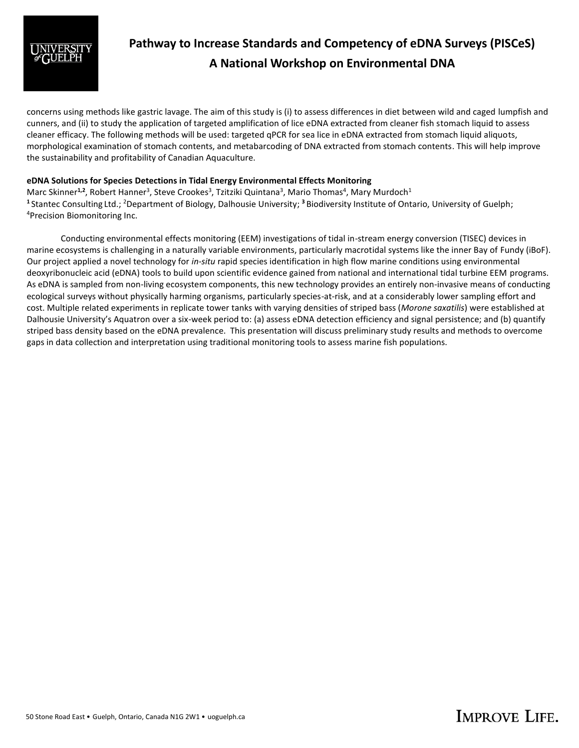concerns using methods like gastric lavage. The aim of this study is (i) to assess differences in diet between wild and caged lumpfish and cunners, and (ii) to study the application of targeted amplification of lice eDNA extracted from cleaner fish stomach liquid to assess cleaner efficacy. The following methods will be used: targeted qPCR for sea lice in eDNA extracted from stomach liquid aliquots, morphological examination of stomach contents, and metabarcoding of DNA extracted from stomach contents. This will help improve the sustainability and profitability of Canadian Aquaculture.

**eDNA Solutions for Species Detections in Tidal Energy Environmental Effects Monitoring**

Marc Skinner[1,2], Robert Hanner[3], Steve Crookes[3], Tzitziki Quintana[3], Mario Thomas[4], Mary Murdoch[1]

[1] Stantec Consulting Ltd.; [2]Department of Biology, Dalhousie University; [3] Biodiversity Institute of Ontario, University of Guelph; [4]Precision Biomonitoring Inc.

Conducting environmental effects monitoring (EEM) investigations of tidal in-stream energy conversion (TISEC) devices in marine ecosystems is challenging in a naturally variable environments, particularly macrotidal systems like the inner Bay of Fundy (iBoF). Our project applied a novel technology for *in-situ* rapid species identification in high flow marine conditions using environmental deoxyribonucleic acid (eDNA) tools to build upon scientific evidence gained from national and international tidal turbine EEM programs. As eDNA is sampled from non-living ecosystem components, this new technology provides an entirely non-invasive means of conducting ecological surveys without physically harming organisms, particularly species-at-risk, and at a considerably lower sampling effort and cost. Multiple related experiments in replicate tower tanks with varying densities of striped bass (*Morone saxatilis*) were established at Dalhousie University's Aquatron over a six-week period to: (a) assess eDNA detection efficiency and signal persistence; and (b) quantify striped bass density based on the eDNA prevalence. This presentation will discuss preliminary study results and methods to overcome gaps in data collection and interpretation using traditional monitoring tools to assess marine fish populations.